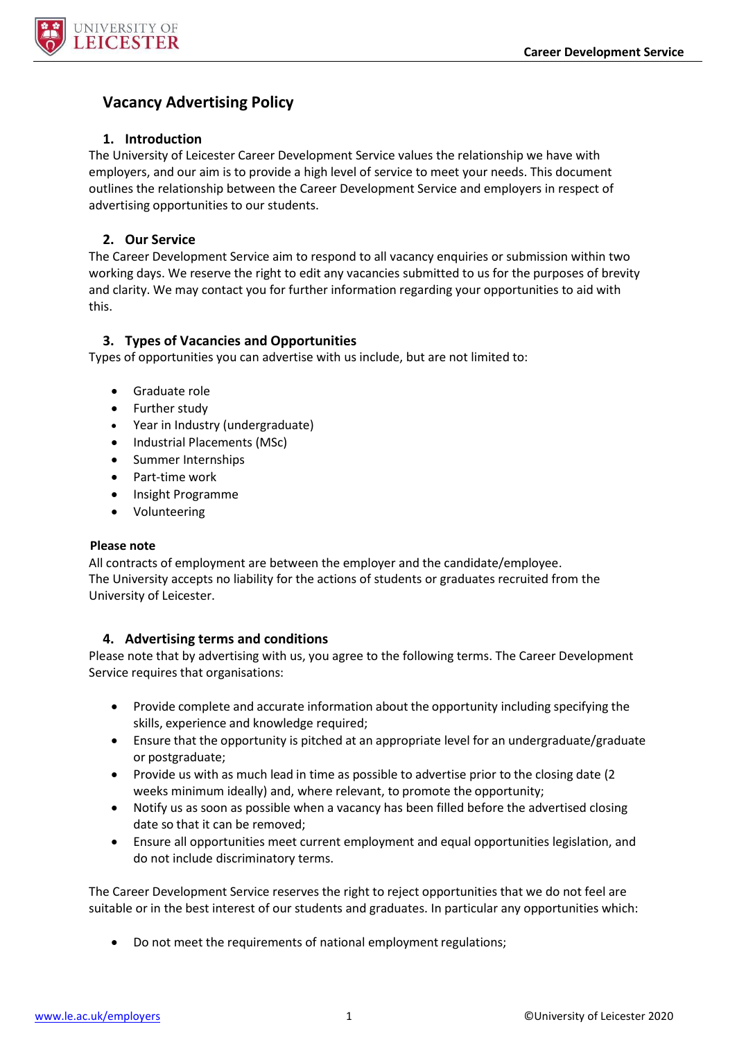# Vacancy Advertising Policy

## 1. Introduction

The University of Leicester Career Development Service values the relationship we have with employers, and our aim is to provide a high level of service to meet your needs. This document outlines the relationship between the Career Development Service and employers in respect of advertising opportunities to our students.

## 2. Our Service

The Career Development Service aim to respond to all vacancy enquiries or submission within two working days. We reserve the right to edit any vacancies submitted to us for the purposes of brevity and clarity. We may contact you for further information regarding your opportunities to aid with this.

## 3. Types of Vacancies and Opportunities

Types of opportunities you can advertise with us include, but are not limited to:

- Graduate role
- Further study
- Year in Industry (undergraduate)
- Industrial Placements (MSc)
- Summer Internships
- Part-time work
- Insight Programme
- Volunteering

**Please note**

All contracts of employment are between the employer and the candidate/employee.
The University accepts no liability for the actions of students or graduates recruited from the University of Leicester.

## 4. Advertising terms and conditions

Please note that by advertising with us, you agree to the following terms. The Career Development Service requires that organisations:

- Provide complete and accurate information about the opportunity including specifying the skills, experience and knowledge required;
- Ensure that the opportunity is pitched at an appropriate level for an undergraduate/graduate or postgraduate;
- Provide us with as much lead in time as possible to advertise prior to the closing date (2 weeks minimum ideally) and, where relevant, to promote the opportunity;
- Notify us as soon as possible when a vacancy has been filled before the advertised closing date so that it can be removed;
- Ensure all opportunities meet current employment and equal opportunities legislation, and do not include discriminatory terms.

The Career Development Service reserves the right to reject opportunities that we do not feel are suitable or in the best interest of our students and graduates. In particular any opportunities which:

- Do not meet the requirements of national employment regulations;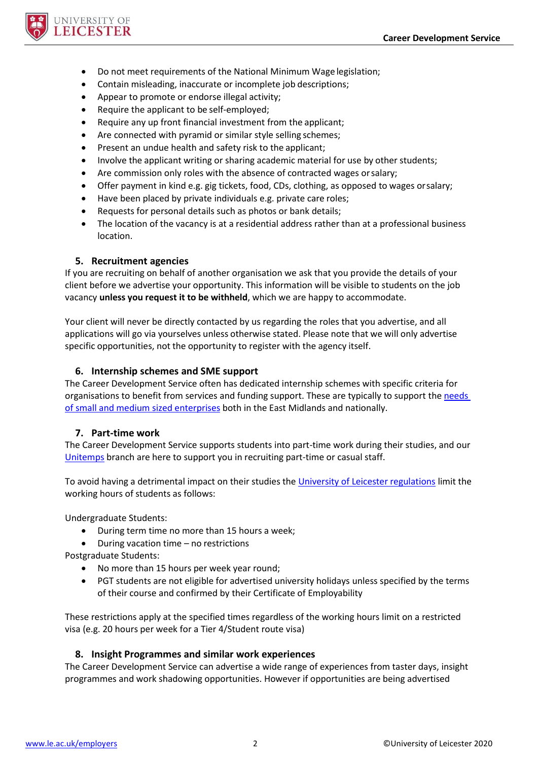- Do not meet requirements of the National Minimum Wage legislation;
- Contain misleading, inaccurate or incomplete job descriptions;
- Appear to promote or endorse illegal activity;
- Require the applicant to be self-employed;
- Require any up front financial investment from the applicant;
- Are connected with pyramid or similar style selling schemes;
- Present an undue health and safety risk to the applicant;
- Involve the applicant writing or sharing academic material for use by other students;
- Are commission only roles with the absence of contracted wages or salary;
- Offer payment in kind e.g. gig tickets, food, CDs, clothing, as opposed to wages or salary;
- Have been placed by private individuals e.g. private care roles;
- Requests for personal details such as photos or bank details;
- The location of the vacancy is at a residential address rather than at a professional business location.

### 5. Recruitment agencies

If you are recruiting on behalf of another organisation we ask that you provide the details of your client before we advertise your opportunity. This information will be visible to students on the job vacancy **unless you request it to be withheld**, which we are happy to accommodate.

Your client will never be directly contacted by us regarding the roles that you advertise, and all applications will go via yourselves unless otherwise stated. Please note that we will only advertise specific opportunities, not the opportunity to register with the agency itself.

### 6. Internship schemes and SME support

The Career Development Service often has dedicated internship schemes with specific criteria for organisations to benefit from services and funding support. These are typically to support the needs of small and medium sized enterprises both in the East Midlands and nationally.

### 7. Part-time work

The Career Development Service supports students into part-time work during their studies, and our Unitemps branch are here to support you in recruiting part-time or casual staff.

To avoid having a detrimental impact on their studies the University of Leicester regulations limit the working hours of students as follows:

Undergraduate Students:

- During term time no more than 15 hours a week;
- During vacation time – no restrictions

Postgraduate Students:

- No more than 15 hours per week year round;
- PGT students are not eligible for advertised university holidays unless specified by the terms of their course and confirmed by their Certificate of Employability

These restrictions apply at the specified times regardless of the working hours limit on a restricted visa (e.g. 20 hours per week for a Tier 4/Student route visa)

### 8. Insight Programmes and similar work experiences

The Career Development Service can advertise a wide range of experiences from taster days, insight programmes and work shadowing opportunities. However if opportunities are being advertised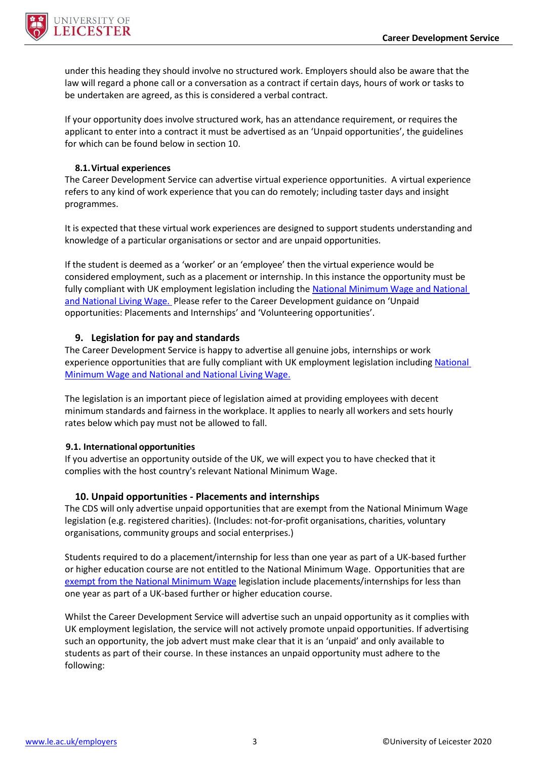under this heading they should involve no structured work. Employers should also be aware that the law will regard a phone call or a conversation as a contract if certain days, hours of work or tasks to be undertaken are agreed, as this is considered a verbal contract.

If your opportunity does involve structured work, has an attendance requirement, or requires the applicant to enter into a contract it must be advertised as an 'Unpaid opportunities', the guidelines for which can be found below in section 10.

### 8.1. Virtual experiences

The Career Development Service can advertise virtual experience opportunities. A virtual experience refers to any kind of work experience that you can do remotely; including taster days and insight programmes.

It is expected that these virtual work experiences are designed to support students understanding and knowledge of a particular organisations or sector and are unpaid opportunities.

If the student is deemed as a 'worker' or an 'employee' then the virtual experience would be considered employment, such as a placement or internship. In this instance the opportunity must be fully compliant with UK employment legislation including the National Minimum Wage and National and National Living Wage. Please refer to the Career Development guidance on 'Unpaid opportunities: Placements and Internships' and 'Volunteering opportunities'.

## 9. Legislation for pay and standards

The Career Development Service is happy to advertise all genuine jobs, internships or work experience opportunities that are fully compliant with UK employment legislation including National Minimum Wage and National and National Living Wage.

The legislation is an important piece of legislation aimed at providing employees with decent minimum standards and fairness in the workplace. It applies to nearly all workers and sets hourly rates below which pay must not be allowed to fall.

### 9.1. International opportunities

If you advertise an opportunity outside of the UK, we will expect you to have checked that it complies with the host country's relevant National Minimum Wage.

## 10. Unpaid opportunities - Placements and internships

The CDS will only advertise unpaid opportunities that are exempt from the National Minimum Wage legislation (e.g. registered charities). (Includes: not-for-profit organisations, charities, voluntary organisations, community groups and social enterprises.)

Students required to do a placement/internship for less than one year as part of a UK-based further or higher education course are not entitled to the National Minimum Wage. Opportunities that are exempt from the National Minimum Wage legislation include placements/internships for less than one year as part of a UK-based further or higher education course.

Whilst the Career Development Service will advertise such an unpaid opportunity as it complies with UK employment legislation, the service will not actively promote unpaid opportunities. If advertising such an opportunity, the job advert must make clear that it is an 'unpaid' and only available to students as part of their course. In these instances an unpaid opportunity must adhere to the following: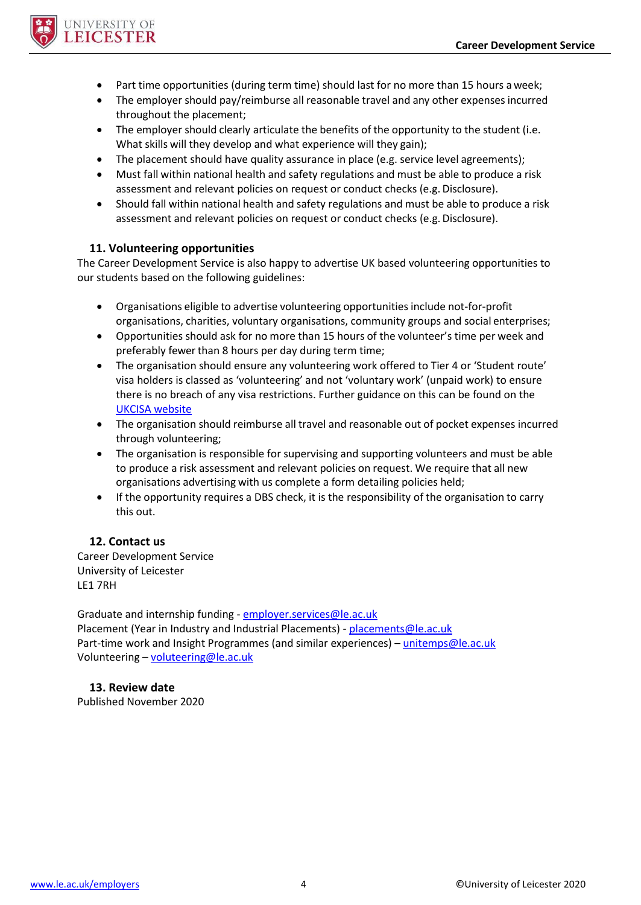- Part time opportunities (during term time) should last for no more than 15 hours a week;
- The employer should pay/reimburse all reasonable travel and any other expenses incurred throughout the placement;
- The employer should clearly articulate the benefits of the opportunity to the student (i.e. What skills will they develop and what experience will they gain);
- The placement should have quality assurance in place (e.g. service level agreements);
- Must fall within national health and safety regulations and must be able to produce a risk assessment and relevant policies on request or conduct checks (e.g. Disclosure).
- Should fall within national health and safety regulations and must be able to produce a risk assessment and relevant policies on request or conduct checks (e.g. Disclosure).

## 11. Volunteering opportunities

The Career Development Service is also happy to advertise UK based volunteering opportunities to our students based on the following guidelines:

- Organisations eligible to advertise volunteering opportunities include not-for-profit organisations, charities, voluntary organisations, community groups and social enterprises;
- Opportunities should ask for no more than 15 hours of the volunteer's time per week and preferably fewer than 8 hours per day during term time;
- The organisation should ensure any volunteering work offered to Tier 4 or 'Student route' visa holders is classed as 'volunteering' and not 'voluntary work' (unpaid work) to ensure there is no breach of any visa restrictions. Further guidance on this can be found on the UKCISA website
- The organisation should reimburse all travel and reasonable out of pocket expenses incurred through volunteering;
- The organisation is responsible for supervising and supporting volunteers and must be able to produce a risk assessment and relevant policies on request. We require that all new organisations advertising with us complete a form detailing policies held;
- If the opportunity requires a DBS check, it is the responsibility of the organisation to carry this out.

## 12. Contact us

Career Development Service
University of Leicester
LE1 7RH

Graduate and internship funding - employer.services@le.ac.uk
Placement (Year in Industry and Industrial Placements) - placements@le.ac.uk
Part-time work and Insight Programmes (and similar experiences) – unitemps@le.ac.uk
Volunteering – voluteering@le.ac.uk

## 13. Review date

Published November 2020